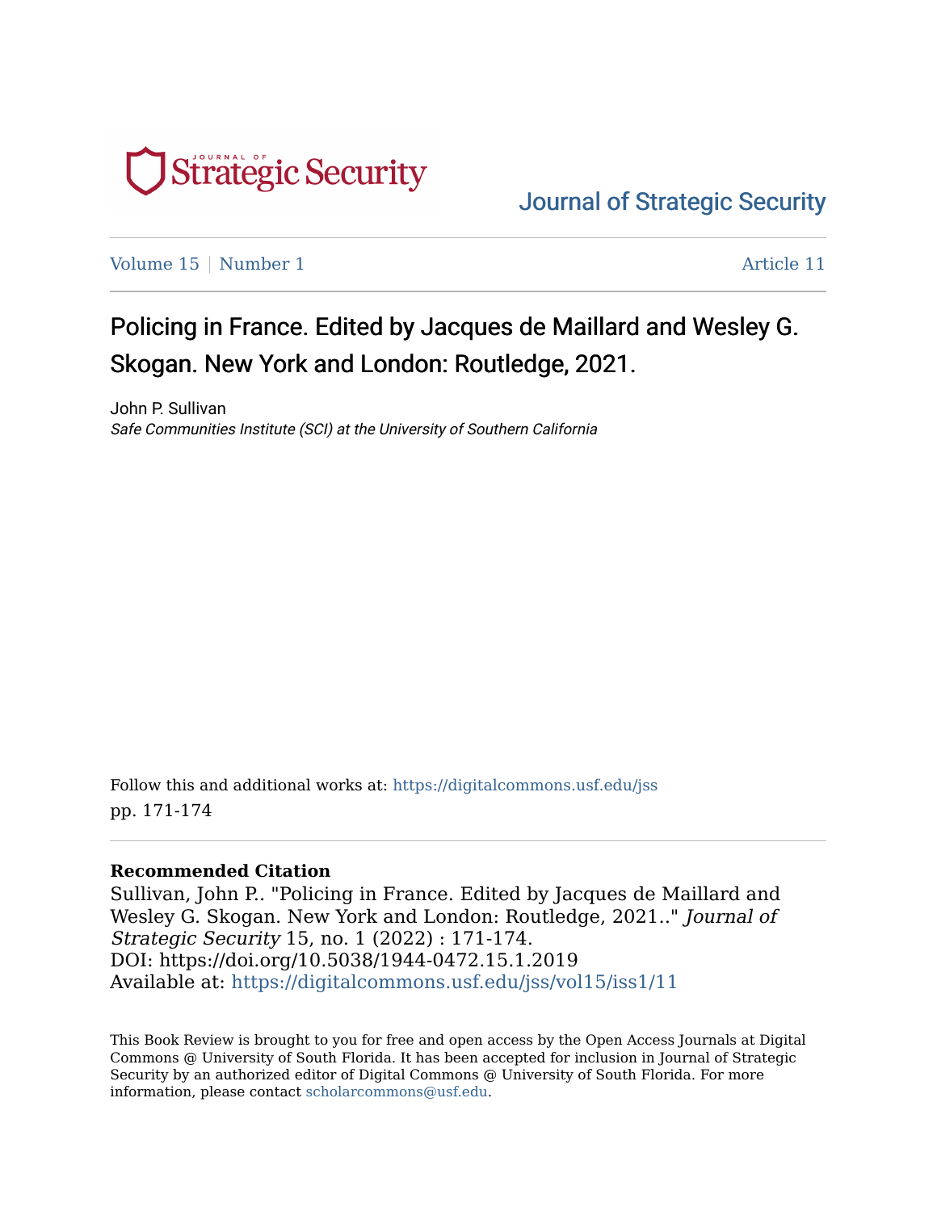Journal of Strategic Security

Volume 15 | Number 1 — Article 11

# Policing in France. Edited by Jacques de Maillard and Wesley G. Skogan. New York and London: Routledge, 2021.

John P. Sullivan

*Safe Communities Institute (SCI) at the University of Southern California*

Follow this and additional works at: https://digitalcommons.usf.edu/jss

pp. 171-174

**Recommended Citation**

Sullivan, John P.. "Policing in France. Edited by Jacques de Maillard and Wesley G. Skogan. New York and London: Routledge, 2021.." *Journal of Strategic Security* 15, no. 1 (2022) : 171-174.
DOI: https://doi.org/10.5038/1944-0472.15.1.2019
Available at: https://digitalcommons.usf.edu/jss/vol15/iss1/11

This Book Review is brought to you for free and open access by the Open Access Journals at Digital Commons @ University of South Florida. It has been accepted for inclusion in Journal of Strategic Security by an authorized editor of Digital Commons @ University of South Florida. For more information, please contact scholarcommons@usf.edu.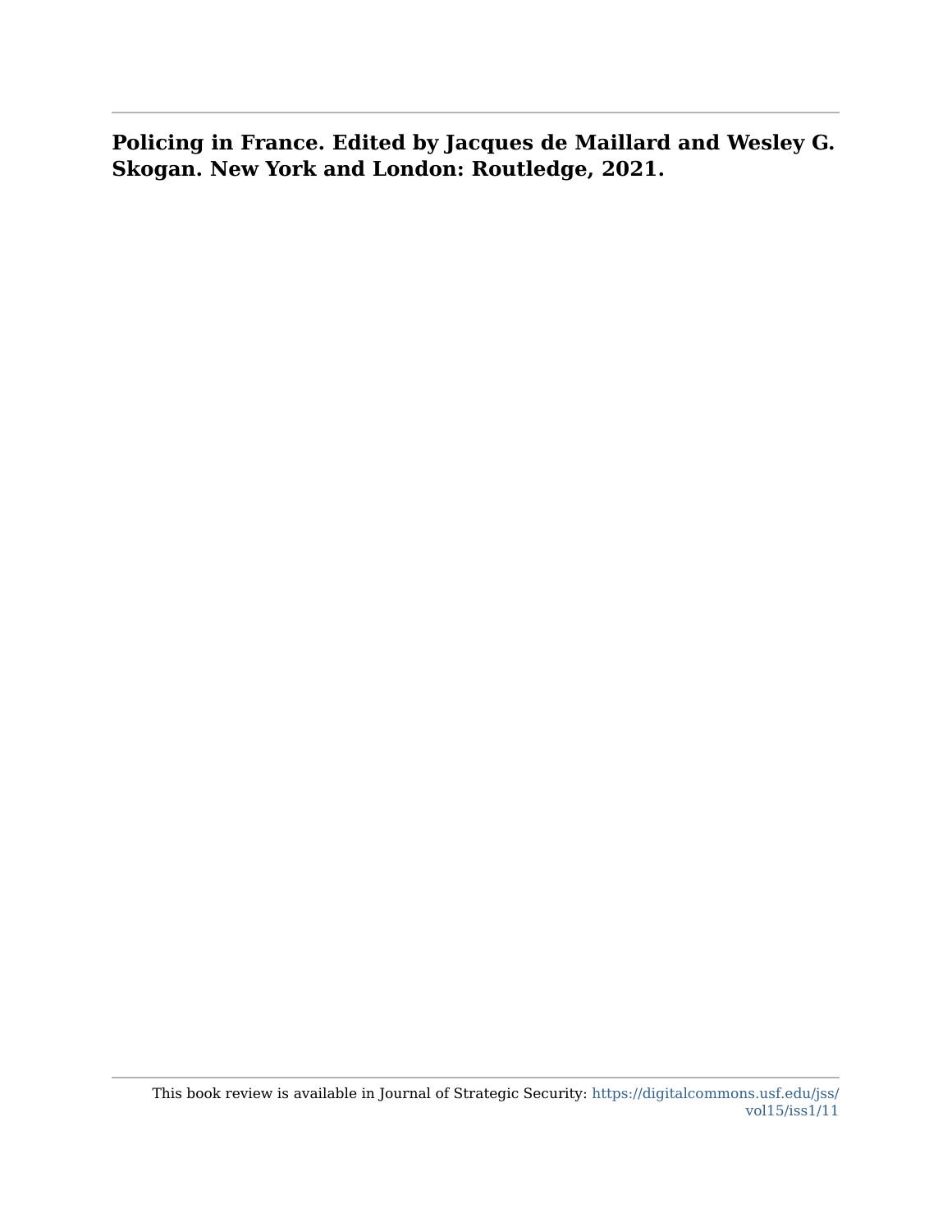**Policing in France. Edited by Jacques de Maillard and Wesley G. Skogan. New York and London: Routledge, 2021.**

This book review is available in Journal of Strategic Security: https://digitalcommons.usf.edu/jss/vol15/iss1/11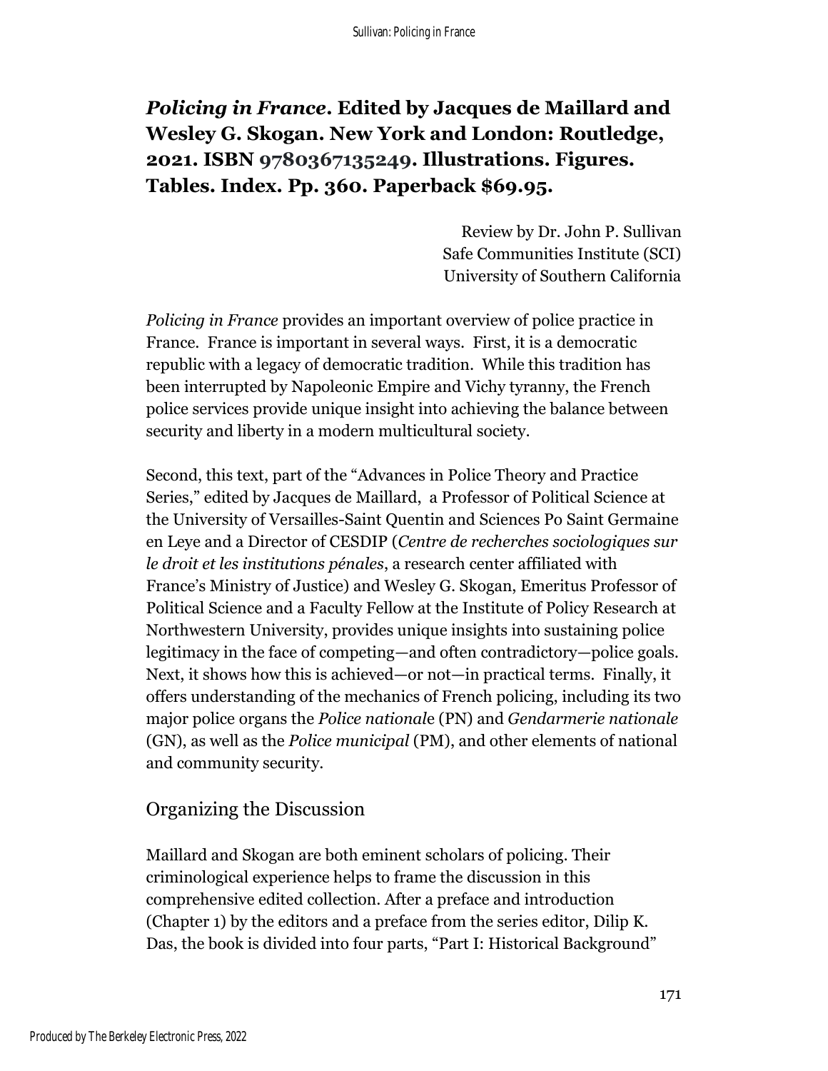***Policing in France*. Edited by Jacques de Maillard and Wesley G. Skogan. New York and London: Routledge, 2021. ISBN 9780367135249. Illustrations. Figures. Tables. Index. Pp. 360. Paperback $69.95.**

Review by Dr. John P. Sullivan
Safe Communities Institute (SCI)
University of Southern California

*Policing in France* provides an important overview of police practice in France. France is important in several ways. First, it is a democratic republic with a legacy of democratic tradition. While this tradition has been interrupted by Napoleonic Empire and Vichy tyranny, the French police services provide unique insight into achieving the balance between security and liberty in a modern multicultural society.

Second, this text, part of the "Advances in Police Theory and Practice Series," edited by Jacques de Maillard, a Professor of Political Science at the University of Versailles-Saint Quentin and Sciences Po Saint Germaine en Leye and a Director of CESDIP (*Centre de recherches sociologiques sur le droit et les institutions pénales*, a research center affiliated with France's Ministry of Justice) and Wesley G. Skogan, Emeritus Professor of Political Science and a Faculty Fellow at the Institute of Policy Research at Northwestern University, provides unique insights into sustaining police legitimacy in the face of competing—and often contradictory—police goals. Next, it shows how this is achieved—or not—in practical terms. Finally, it offers understanding of the mechanics of French policing, including its two major police organs the *Police national*e (PN) and *Gendarmerie nationale* (GN), as well as the *Police municipal* (PM), and other elements of national and community security.

## Organizing the Discussion

Maillard and Skogan are both eminent scholars of policing. Their criminological experience helps to frame the discussion in this comprehensive edited collection. After a preface and introduction (Chapter 1) by the editors and a preface from the series editor, Dilip K. Das, the book is divided into four parts, "Part I: Historical Background"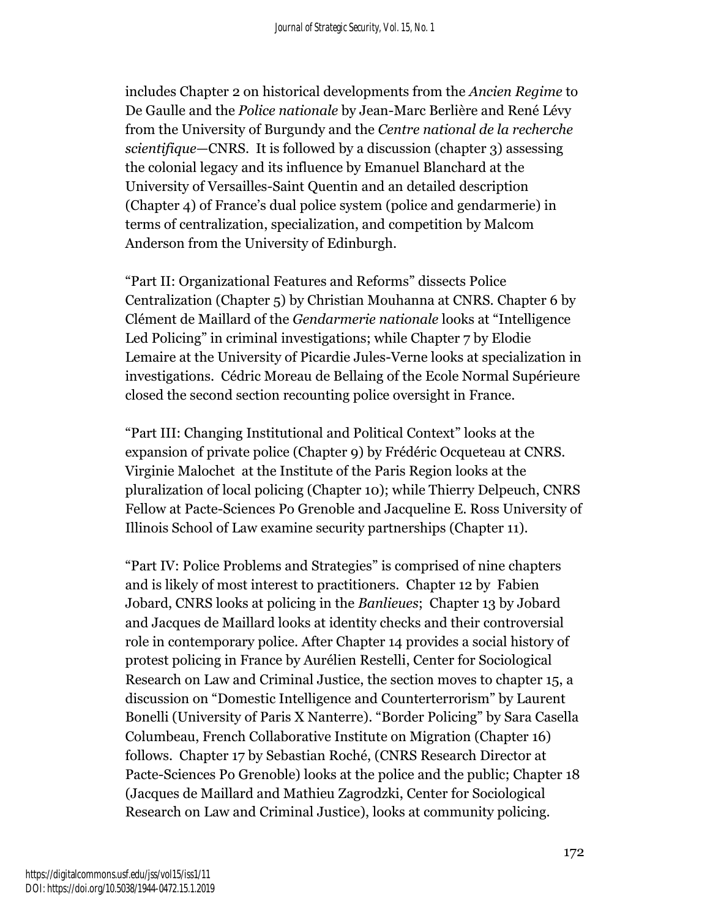includes Chapter 2 on historical developments from the *Ancien Regime* to De Gaulle and the *Police nationale* by Jean-Marc Berlière and René Lévy from the University of Burgundy and the *Centre national de la recherche scientifique*—CNRS. It is followed by a discussion (chapter 3) assessing the colonial legacy and its influence by Emanuel Blanchard at the University of Versailles-Saint Quentin and an detailed description (Chapter 4) of France's dual police system (police and gendarmerie) in terms of centralization, specialization, and competition by Malcom Anderson from the University of Edinburgh.

"Part II: Organizational Features and Reforms" dissects Police Centralization (Chapter 5) by Christian Mouhanna at CNRS. Chapter 6 by Clément de Maillard of the *Gendarmerie nationale* looks at "Intelligence Led Policing" in criminal investigations; while Chapter 7 by Elodie Lemaire at the University of Picardie Jules-Verne looks at specialization in investigations. Cédric Moreau de Bellaing of the Ecole Normal Supérieure closed the second section recounting police oversight in France.

"Part III: Changing Institutional and Political Context" looks at the expansion of private police (Chapter 9) by Frédéric Ocqueteau at CNRS. Virginie Malochet at the Institute of the Paris Region looks at the pluralization of local policing (Chapter 10); while Thierry Delpeuch, CNRS Fellow at Pacte-Sciences Po Grenoble and Jacqueline E. Ross University of Illinois School of Law examine security partnerships (Chapter 11).

"Part IV: Police Problems and Strategies" is comprised of nine chapters and is likely of most interest to practitioners. Chapter 12 by Fabien Jobard, CNRS looks at policing in the *Banlieues*; Chapter 13 by Jobard and Jacques de Maillard looks at identity checks and their controversial role in contemporary police. After Chapter 14 provides a social history of protest policing in France by Aurélien Restelli, Center for Sociological Research on Law and Criminal Justice, the section moves to chapter 15, a discussion on "Domestic Intelligence and Counterterrorism" by Laurent Bonelli (University of Paris X Nanterre). "Border Policing" by Sara Casella Columbeau, French Collaborative Institute on Migration (Chapter 16) follows. Chapter 17 by Sebastian Roché, (CNRS Research Director at Pacte-Sciences Po Grenoble) looks at the police and the public; Chapter 18 (Jacques de Maillard and Mathieu Zagrodzki, Center for Sociological Research on Law and Criminal Justice), looks at community policing.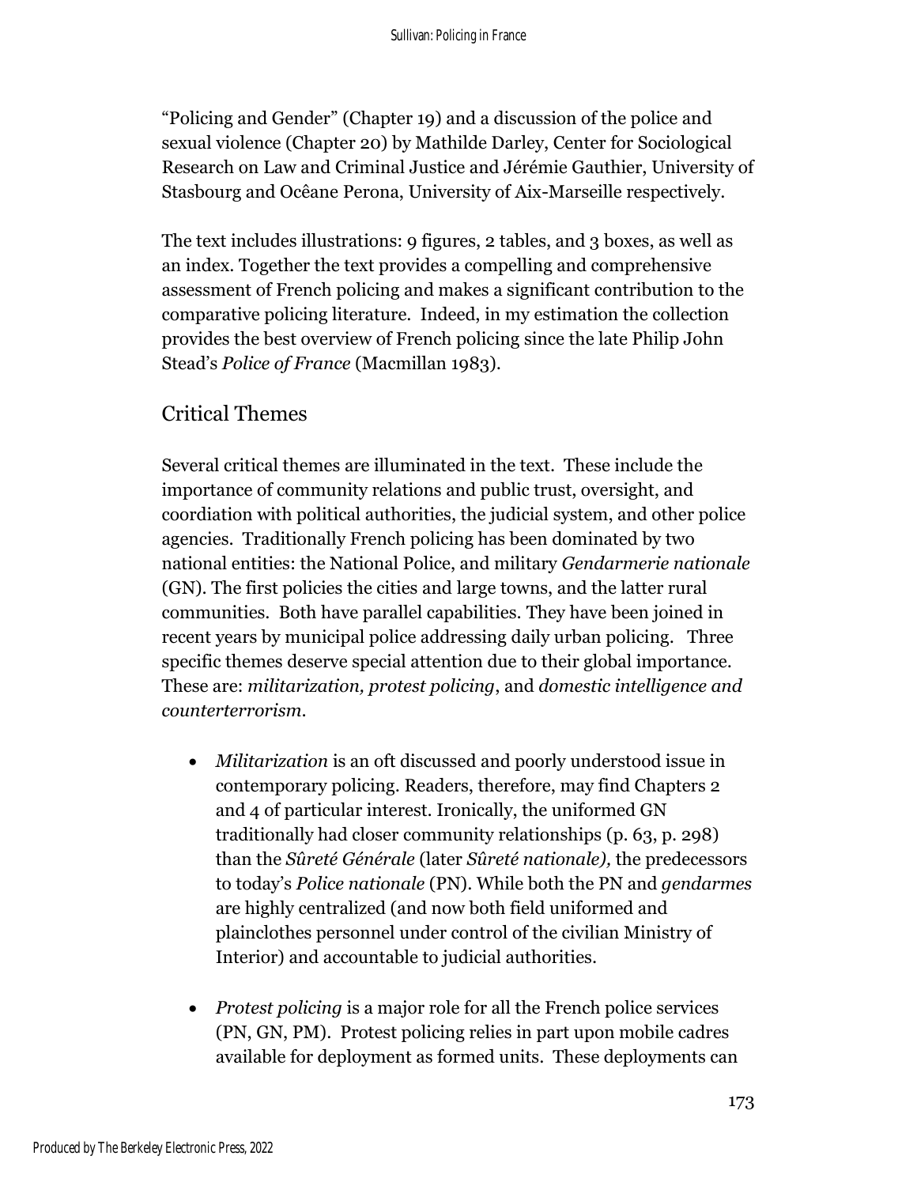“Policing and Gender” (Chapter 19) and a discussion of the police and sexual violence (Chapter 20) by Mathilde Darley, Center for Sociological Research on Law and Criminal Justice and Jérémie Gauthier, University of Stasbourg and Ocêane Perona, University of Aix-Marseille respectively.

The text includes illustrations: 9 figures, 2 tables, and 3 boxes, as well as an index. Together the text provides a compelling and comprehensive assessment of French policing and makes a significant contribution to the comparative policing literature. Indeed, in my estimation the collection provides the best overview of French policing since the late Philip John Stead’s *Police of France* (Macmillan 1983).

## Critical Themes

Several critical themes are illuminated in the text. These include the importance of community relations and public trust, oversight, and coordiation with political authorities, the judicial system, and other police agencies. Traditionally French policing has been dominated by two national entities: the National Police, and military *Gendarmerie nationale* (GN). The first policies the cities and large towns, and the latter rural communities. Both have parallel capabilities. They have been joined in recent years by municipal police addressing daily urban policing. Three specific themes deserve special attention due to their global importance. These are: *militarization, protest policing*, and *domestic intelligence and counterterrorism.*

- *Militarization* is an oft discussed and poorly understood issue in contemporary policing. Readers, therefore, may find Chapters 2 and 4 of particular interest. Ironically, the uniformed GN traditionally had closer community relationships (p. 63, p. 298) than the *Sûreté Générale* (later *Sûreté nationale),* the predecessors to today’s *Police nationale* (PN). While both the PN and *gendarmes* are highly centralized (and now both field uniformed and plainclothes personnel under control of the civilian Ministry of Interior) and accountable to judicial authorities.
- *Protest policing* is a major role for all the French police services (PN, GN, PM). Protest policing relies in part upon mobile cadres available for deployment as formed units. These deployments can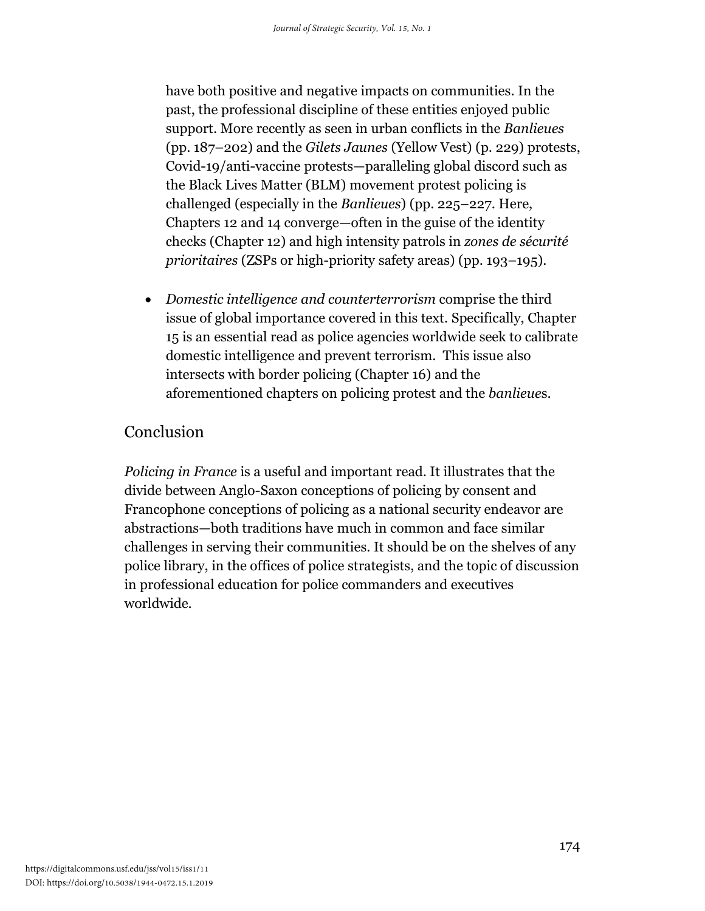have both positive and negative impacts on communities. In the past, the professional discipline of these entities enjoyed public support. More recently as seen in urban conflicts in the *Banlieues* (pp. 187–202) and the *Gilets Jaunes* (Yellow Vest) (p. 229) protests, Covid-19/anti-vaccine protests—paralleling global discord such as the Black Lives Matter (BLM) movement protest policing is challenged (especially in the *Banlieues*) (pp. 225–227. Here, Chapters 12 and 14 converge—often in the guise of the identity checks (Chapter 12) and high intensity patrols in *zones de sécurité prioritaires* (ZSPs or high-priority safety areas) (pp. 193–195).

- *Domestic intelligence and counterterrorism* comprise the third issue of global importance covered in this text. Specifically, Chapter 15 is an essential read as police agencies worldwide seek to calibrate domestic intelligence and prevent terrorism. This issue also intersects with border policing (Chapter 16) and the aforementioned chapters on policing protest and the *banlieue*s.

## Conclusion

*Policing in France* is a useful and important read. It illustrates that the divide between Anglo-Saxon conceptions of policing by consent and Francophone conceptions of policing as a national security endeavor are abstractions—both traditions have much in common and face similar challenges in serving their communities. It should be on the shelves of any police library, in the offices of police strategists, and the topic of discussion in professional education for police commanders and executives worldwide.